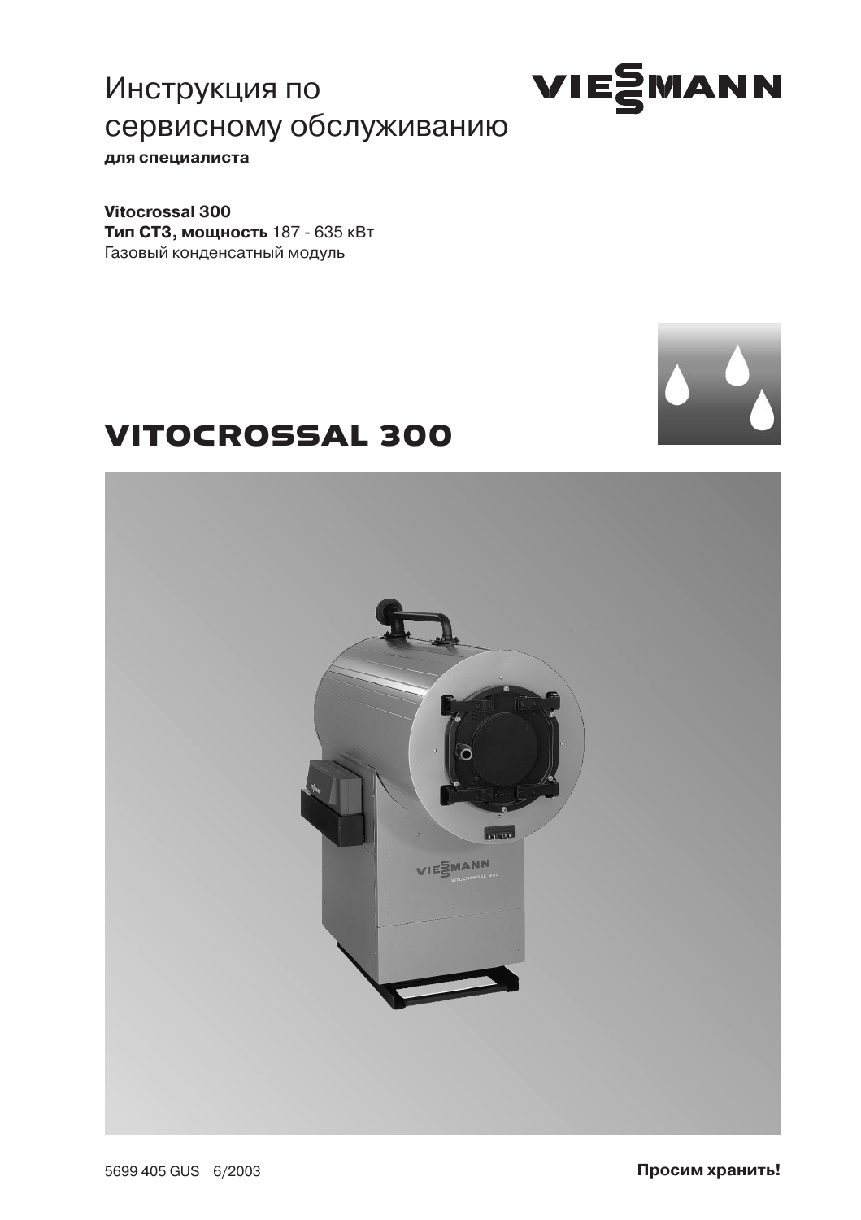# Инструкция по сервисному обслуживанию

**для специалиста**

**Vitocrossal 300**
**Тип CT3, мощность** 187 - 635 кВт
Газовый конденсатный модуль

# VITOCROSSAL 300

5699 405 GUS 6/2003

**Просим хранить!**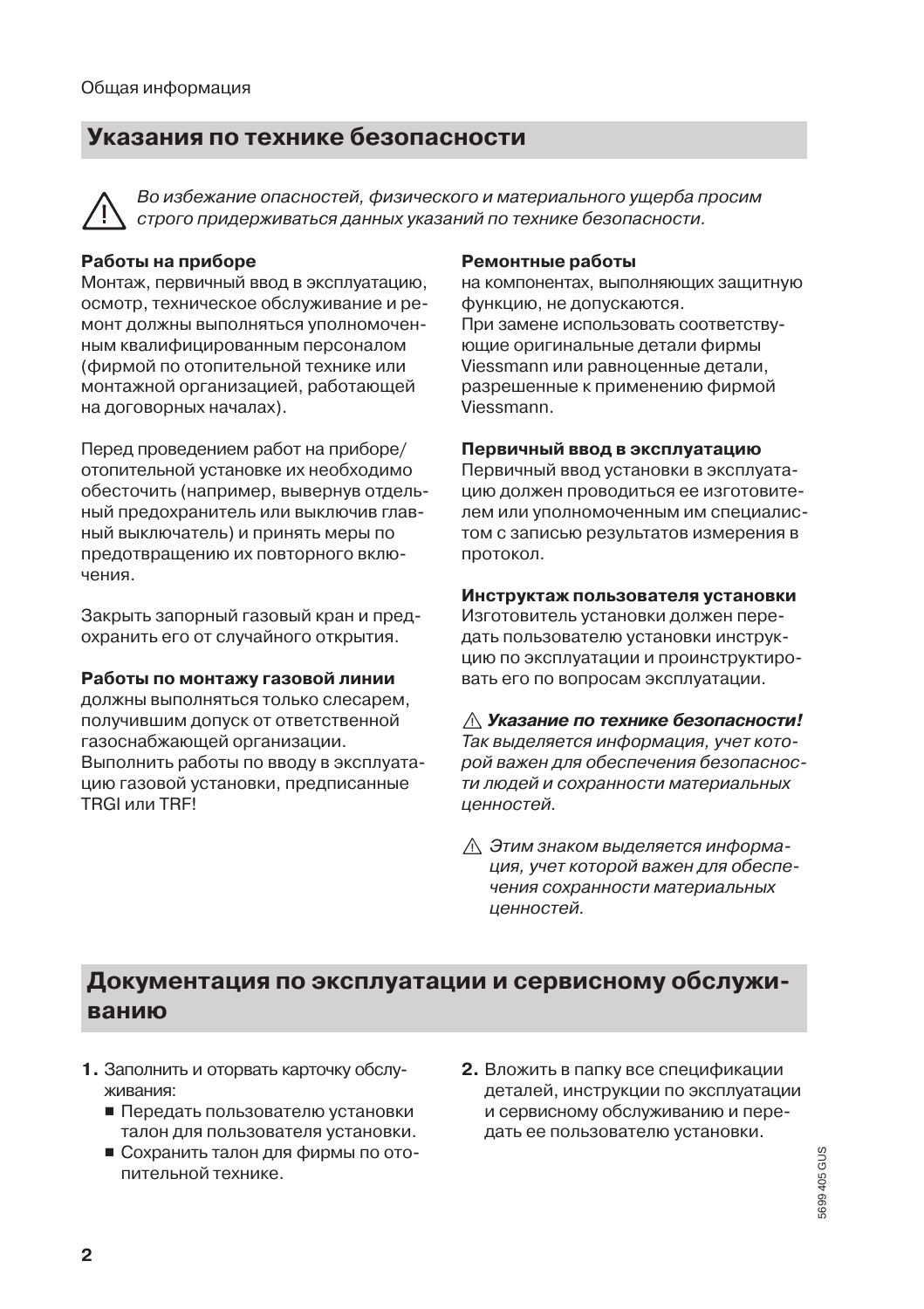## Указания по технике безопасности

⚠ *Во избежание опасностей, физического и материального ущерба просим строго придерживаться данных указаний по технике безопасности.*

**Работы на приборе**
Монтаж, первичный ввод в эксплуатацию, осмотр, техническое обслуживание и ремонт должны выполняться уполномоченным квалифицированным персоналом (фирмой по отопительной технике или монтажной организацией, работающей на договорных началах).

Перед проведением работ на приборе/отопительной установке их необходимо обесточить (например, вывернув отдельный предохранитель или выключив главный выключатель) и принять меры по предотвращению их повторного включения.

Закрыть запорный газовый кран и предохранить его от случайного открытия.

**Работы по монтажу газовой линии**
должны выполняться только слесарем, получившим допуск от ответственной газоснабжающей организации. Выполнить работы по вводу в эксплуатацию газовой установки, предписанные TRGI или TRF!

**Ремонтные работы**
на компонентах, выполняющих защитную функцию, не допускаются.
При замене использовать соответствующие оригинальные детали фирмы Viessmann или равноценные детали, разрешенные к применению фирмой Viessmann.

**Первичный ввод в эксплуатацию**
Первичный ввод установки в эксплуатацию должен проводиться ее изготовителем или уполномоченным им специалистом с записью результатов измерения в протокол.

**Инструктаж пользователя установки**
Изготовитель установки должен передать пользователю установки инструкцию по эксплуатации и проинструктировать его по вопросам эксплуатации.

⚠ ***Указание по технике безопасности!***
*Так выделяется информация, учет которой важен для обеспечения безопасности людей и сохранности материальных ценностей.*

⚠ *Этим знаком выделяется информация, учет которой важен для обеспечения сохранности материальных ценностей.*

## Документация по эксплуатации и сервисному обслуживанию

1. Заполнить и оторвать карточку обслуживания:
   - Передать пользователю установки талон для пользователя установки.
   - Сохранить талон для фирмы по отопительной технике.
2. Вложить в папку все спецификации деталей, инструкции по эксплуатации и сервисному обслуживанию и передать ее пользователю установки.

5699 405 GUS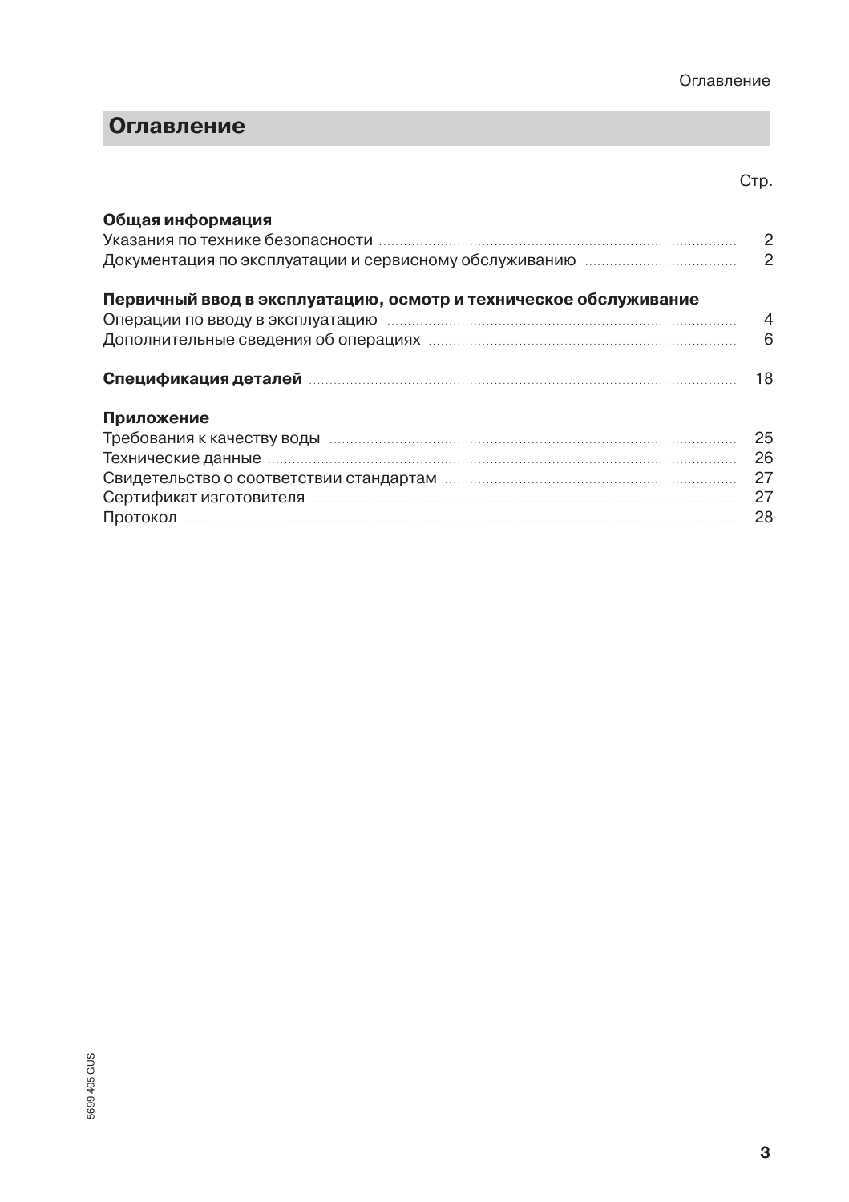# Оглавление

Стр.

**Общая информация**

Указания по технике безопасности ... 2

Документация по эксплуатации и сервисному обслуживанию ... 2

**Первичный ввод в эксплуатацию, осмотр и техническое обслуживание**

Операции по вводу в эксплуатацию ... 4

Дополнительные сведения об операциях ... 6

**Спецификация деталей** ... 18

**Приложение**

Требования к качеству воды ... 25

Технические данные ... 26

Свидетельство о соответствии стандартам ... 27

Сертификат изготовителя ... 27

Протокол ... 28

5699 405 GUS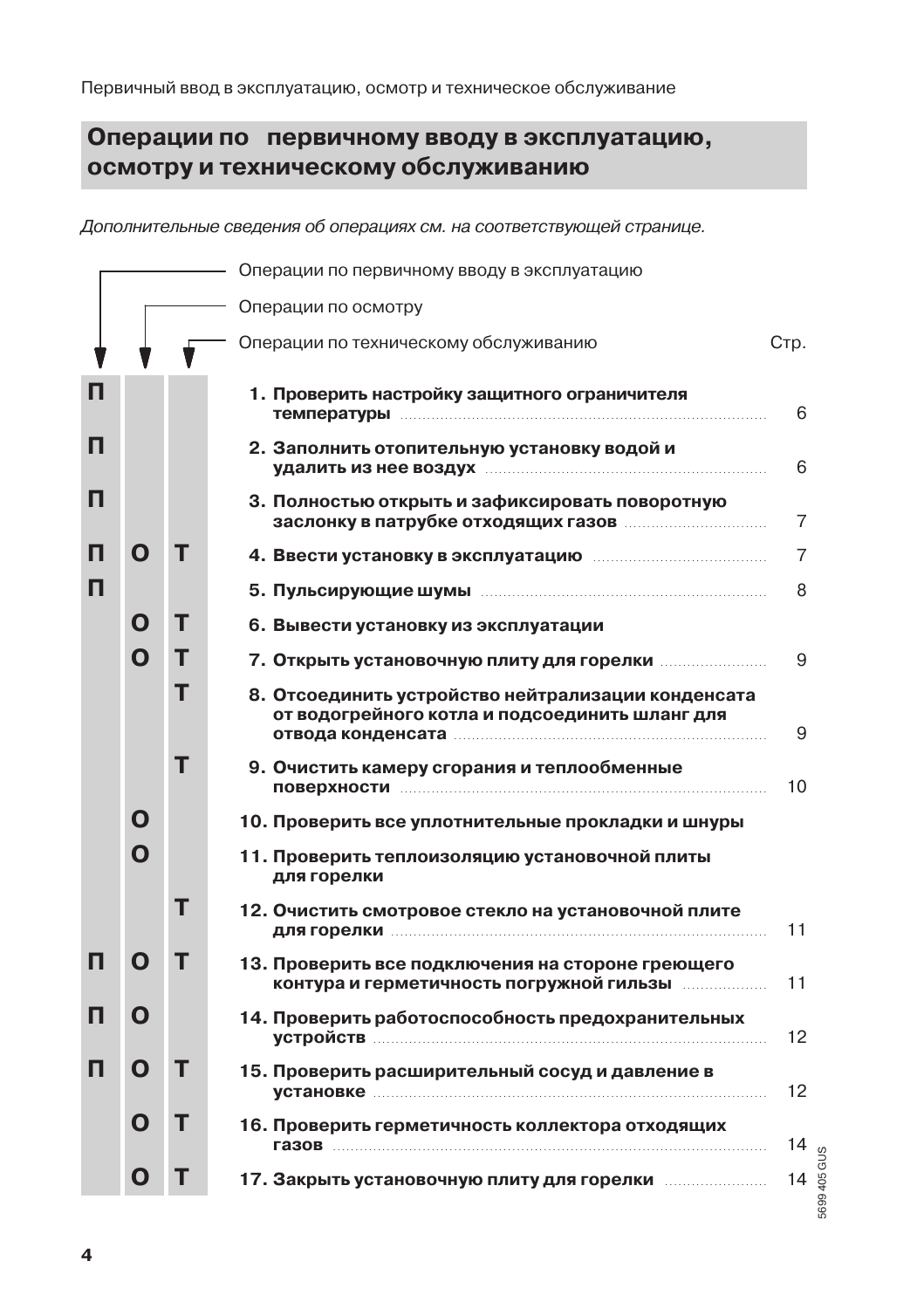# Операции по первичному вводу в эксплуатацию, осмотру и техническому обслуживанию

*Дополнительные сведения об операциях см. на соответствующей странице.*

П — Операции по первичному вводу в эксплуатацию
О — Операции по осмотру
Т — Операции по техническому обслуживанию

| П | О | Т | Операция | Стр. |
|---|---|---|---|---|
| П | | | **1. Проверить настройку защитного ограничителя температуры** | 6 |
| П | | | **2. Заполнить отопительную установку водой и удалить из нее воздух** | 6 |
| П | | | **3. Полностью открыть и зафиксировать поворотную заслонку в патрубке отходящих газов** | 7 |
| П | О | Т | **4. Ввести установку в эксплуатацию** | 7 |
| П | | | **5. Пульсирующие шумы** | 8 |
| | О | Т | **6. Вывести установку из эксплуатации** | |
| | О | Т | **7. Открыть установочную плиту для горелки** | 9 |
| | | Т | **8. Отсоединить устройство нейтрализации конденсата от водогрейного котла и подсоединить шланг для отвода конденсата** | 9 |
| | | Т | **9. Очистить камеру сгорания и теплообменные поверхности** | 10 |
| | О | | **10. Проверить все уплотнительные прокладки и шнуры** | |
| | О | | **11. Проверить теплоизоляцию установочной плиты для горелки** | |
| | | Т | **12. Очистить смотровое стекло на установочной плите для горелки** | 11 |
| П | О | Т | **13. Проверить все подключения на стороне греющего контура и герметичность погружной гильзы** | 11 |
| П | О | | **14. Проверить работоспособность предохранительных устройств** | 12 |
| П | О | Т | **15. Проверить расширительный сосуд и давление в установке** | 12 |
| | О | Т | **16. Проверить герметичность коллектора отходящих газов** | 14 |
| | О | Т | **17. Закрыть установочную плиту для горелки** | 14 |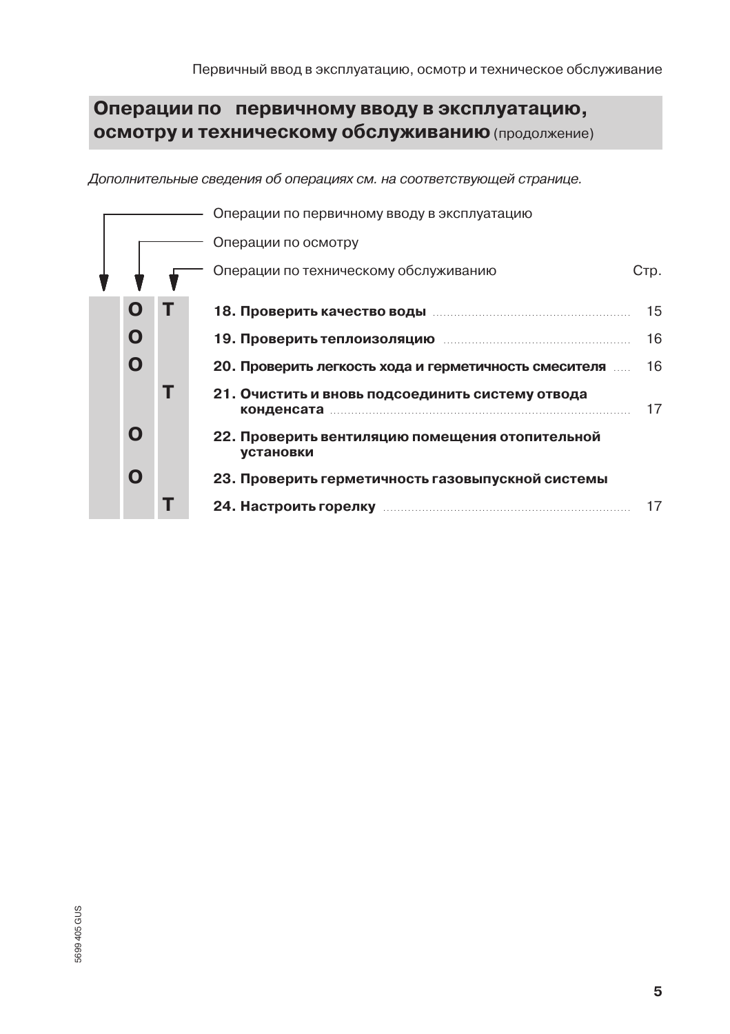## Операции по первичному вводу в эксплуатацию, осмотру и техническому обслуживанию (продолжение)

*Дополнительные сведения об операциях см. на соответствующей странице.*

| Операции по первичному вводу в эксплуатацию | Операции по осмотру | Операции по техническому обслуживанию | | Стр. |
|---|---|---|---|---|
| | **О** | **Т** | **18. Проверить качество воды** | 15 |
| | **О** | | **19. Проверить теплоизоляцию** | 16 |
| | **О** | | **20. Проверить легкость хода и герметичность смесителя** | 16 |
| | | **Т** | **21. Очистить и вновь подсоединить систему отвода конденсата** | 17 |
| | **О** | | **22. Проверить вентиляцию помещения отопительной установки** | |
| | **О** | | **23. Проверить герметичность газовыпускной системы** | |
| | | **Т** | **24. Настроить горелку** | 17 |

5699 405 GUS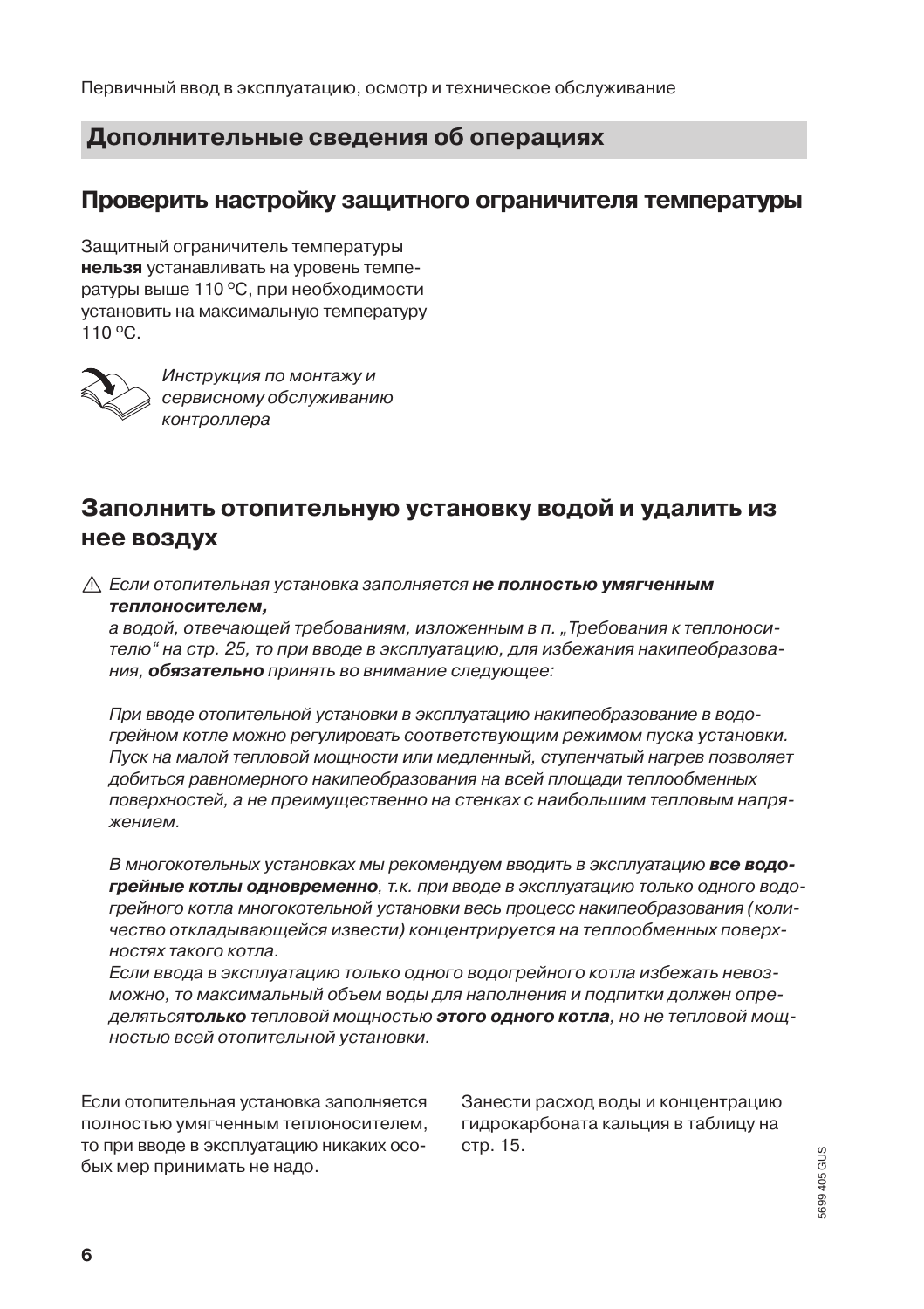## Дополнительные сведения об операциях

### Проверить настройку защитного ограничителя температуры

Защитный ограничитель температуры **нельзя** устанавливать на уровень температуры выше 110 °C, при необходимости установить на максимальную температуру 110 °C.

*Инструкция по монтажу и сервисному обслуживанию контроллера*

### Заполнить отопительную установку водой и удалить из нее воздух

⚠ *Если отопительная установка заполняется* ***не полностью умягченным теплоносителем,***
*а водой, отвечающей требованиям, изложенным в п. „Требования к теплоносителю" на стр. 25, то при вводе в эксплуатацию, для избежания накипеобразования,* ***обязательно*** *принять во внимание следующее:*

*При вводе отопительной установки в эксплуатацию накипеобразование в водогрейном котле можно регулировать соответствующим режимом пуска установки. Пуск на малой тепловой мощности или медленный, ступенчатый нагрев позволяет добиться равномерного накипеобразования на всей площади теплообменных поверхностей, а не преимущественно на стенках с наибольшим тепловым напряжением.*

*В многокотельных установках мы рекомендуем вводить в эксплуатацию* ***все водогрейные котлы одновременно****, т.к. при вводе в эксплуатацию только одного водогрейного котла многокотельной установки весь процесс накипеобразования (количество откладывающейся извести) концентрируется на теплообменных поверхностях такого котла.*
*Если ввода в эксплуатацию только одного водогрейного котла избежать невозможно, то максимальный объем воды для наполнения и подпитки должен определяться* ***только*** *тепловой мощностью* ***этого одного котла****, но не тепловой мощностью всей отопительной установки.*

Если отопительная установка заполняется полностью умягченным теплоносителем, то при вводе в эксплуатацию никаких особых мер принимать не надо.

Занести расход воды и концентрацию гидрокарбоната кальция в таблицу на стр. 15.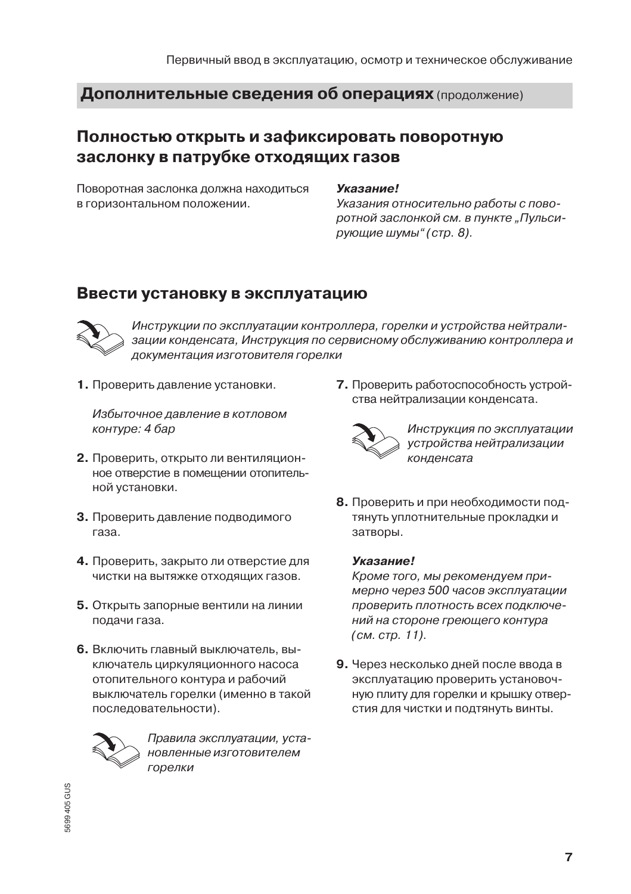## Дополнительные сведения об операциях (продолжение)

## Полностью открыть и зафиксировать поворотную заслонку в патрубке отходящих газов

Поворотная заслонка должна находиться в горизонтальном положении.

***Указание!***
*Указания относительно работы с поворотной заслонкой см. в пункте „Пульсирующие шумы" (стр. 8).*

## Ввести установку в эксплуатацию

*Инструкции по эксплуатации контроллера, горелки и устройства нейтрализации конденсата, Инструкция по сервисному обслуживанию контроллера и документация изготовителя горелки*

**1.** Проверить давление установки.

*Избыточное давление в котловом контуре: 4 бар*

**2.** Проверить, открыто ли вентиляционное отверстие в помещении отопительной установки.

**3.** Проверить давление подводимого газа.

**4.** Проверить, закрыто ли отверстие для чистки на вытяжке отходящих газов.

**5.** Открыть запорные вентили на линии подачи газа.

**6.** Включить главный выключатель, выключатель циркуляционного насоса отопительного контура и рабочий выключатель горелки (именно в такой последовательности).

*Правила эксплуатации, установленные изготовителем горелки*

**7.** Проверить работоспособность устройства нейтрализации конденсата.

*Инструкция по эксплуатации устройства нейтрализации конденсата*

**8.** Проверить и при необходимости подтянуть уплотнительные прокладки и затворы.

***Указание!***
*Кроме того, мы рекомендуем примерно через 500 часов эксплуатации проверить плотность всех подключений на стороне греющего контура (см. стр. 11).*

**9.** Через несколько дней после ввода в эксплуатацию проверить установочную плиту для горелки и крышку отверстия для чистки и подтянуть винты.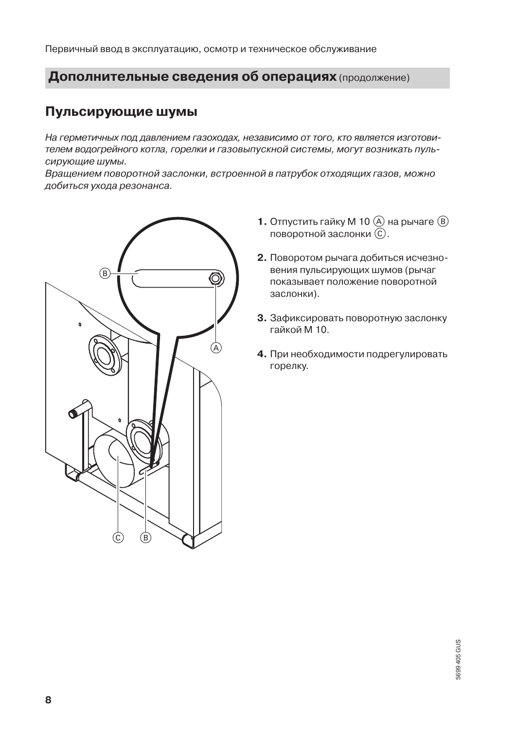## Дополнительные сведения об операциях (продолжение)

### Пульсирующие шумы

*На герметичных под давлением газоходах, независимо от того, кто является изготовителем водогрейного котла, горелки и газовыпускной системы, могут возникать пульсирующие шумы.*
*Вращением поворотной заслонки, встроенной в патрубок отходящих газов, можно добиться ухода резонанса.*

1. Отпустить гайку М 10 Ⓐ на рычаге Ⓑ поворотной заслонки Ⓒ.
2. Поворотом рычага добиться исчезновения пульсирующих шумов (рычаг показывает положение поворотной заслонки).
3. Зафиксировать поворотную заслонку гайкой М 10.
4. При необходимости подрегулировать горелку.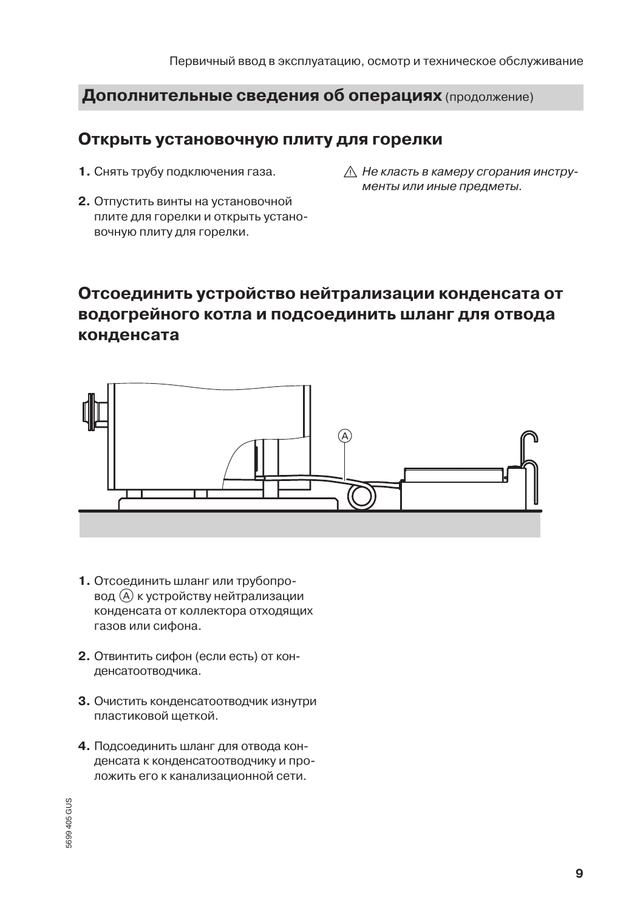## Дополнительные сведения об операциях (продолжение)

### Открыть установочную плиту для горелки

1. Снять трубу подключения газа.

2. Отпустить винты на установочной плите для горелки и открыть установочную плиту для горелки.

⚠ *Не класть в камеру сгорания инструменты или иные предметы.*

### Отсоединить устройство нейтрализации конденсата от водогрейного котла и подсоединить шланг для отвода конденсата

1. Отсоединить шланг или трубопровод Ⓐ к устройству нейтрализации конденсата от коллектора отходящих газов или сифона.

2. Отвинтить сифон (если есть) от конденсатоотводчика.

3. Очистить конденсатоотводчик изнутри пластиковой щеткой.

4. Подсоединить шланг для отвода конденсата к конденсатоотводчику и проложить его к канализационной сети.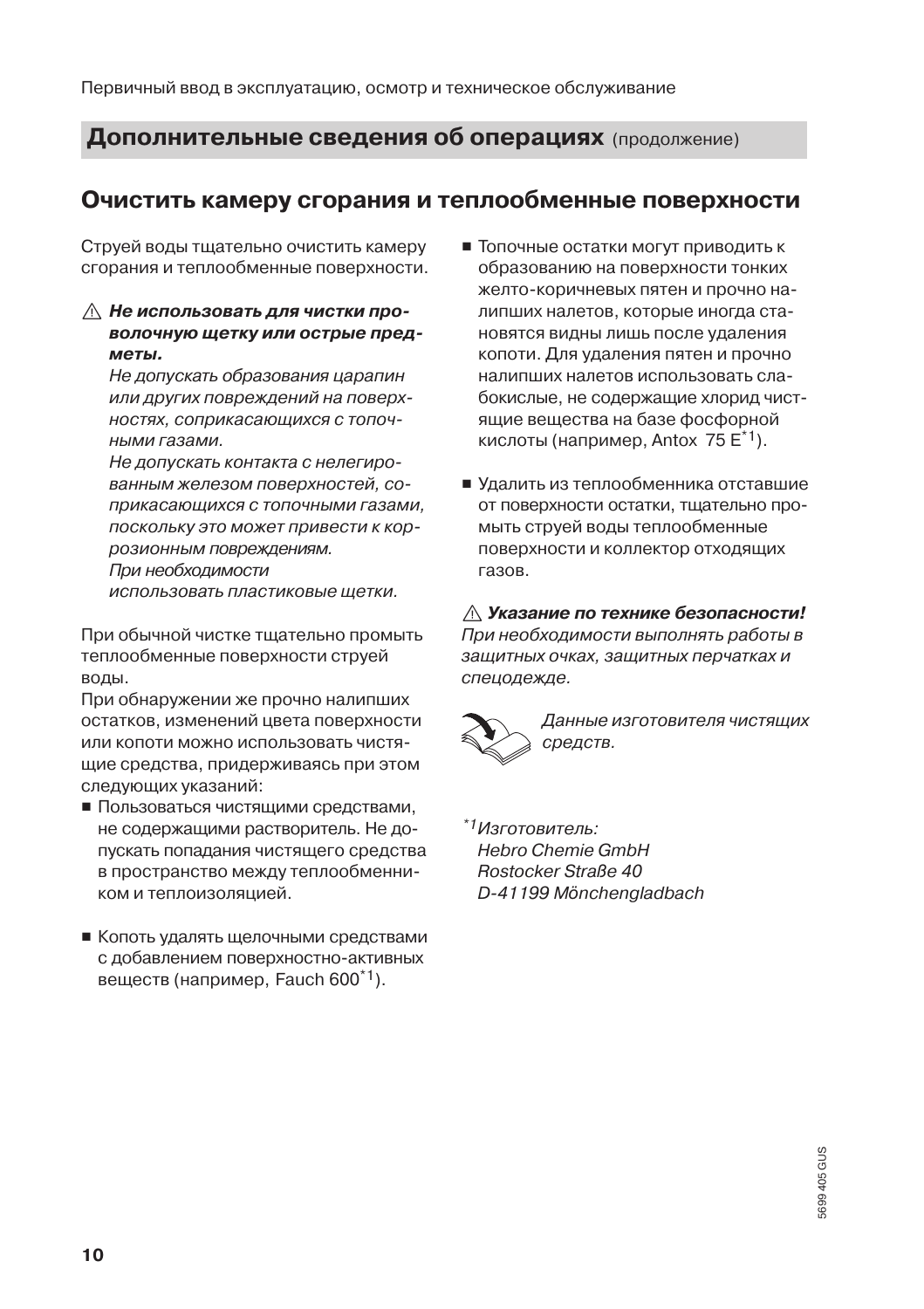## Дополнительные сведения об операциях (продолжение)

### Очистить камеру сгорания и теплообменные поверхности

Струей воды тщательно очистить камеру сгорания и теплообменные поверхности.

⚠ ***Не использовать для чистки проволочную щетку или острые предметы.***
*Не допускать образования царапин или других повреждений на поверхностях, соприкасающихся с топочными газами.*
*Не допускать контакта с нелегированным железом поверхностей, соприкасающихся с топочными газами, поскольку это может привести к коррозионным повреждениям.*
*При необходимости использовать пластиковые щетки.*

При обычной чистке тщательно промыть теплообменные поверхности струей воды.
При обнаружении же прочно налипших остатков, изменений цвета поверхности или копоти можно использовать чистящие средства, придерживаясь при этом следующих указаний:

- Пользоваться чистящими средствами, не содержащими растворитель. Не допускать попадания чистящего средства в пространство между теплообменником и теплоизоляцией.
- Копоть удалять щелочными средствами с добавлением поверхностно-активных веществ (например, Fauch 600*[1]).
- Топочные остатки могут приводить к образованию на поверхности тонких желто-коричневых пятен и прочно налипших налетов, которые иногда становятся видны лишь после удаления копоти. Для удаления пятен и прочно налипших налетов использовать слабокислые, не содержащие хлорид чистящие вещества на базе фосфорной кислоты (например, Antox 75 E*[1]).
- Удалить из теплообменника отставшие от поверхности остатки, тщательно промыть струей воды теплообменные поверхности и коллектор отходящих газов.

⚠ ***Указание по технике безопасности!***
*При необходимости выполнять работы в защитных очках, защитных перчатках и спецодежде.*

*Данные изготовителя чистящих средств.*

*[1] Изготовитель:*
*Hebro Chemie GmbH*
*Rostocker Straße 40*
*D-41199 Mönchengladbach*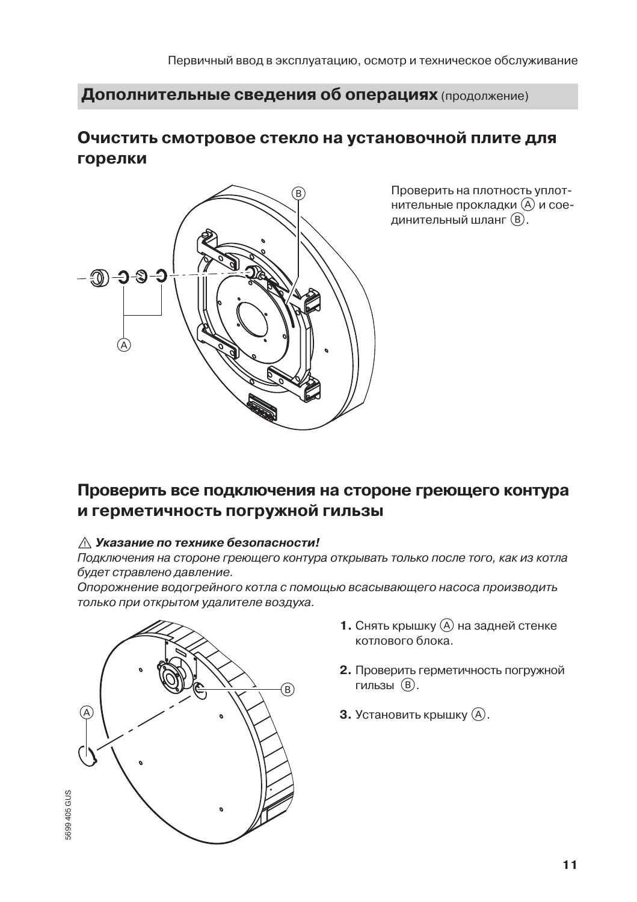## Дополнительные сведения об операциях (продолжение)

### Очистить смотровое стекло на установочной плите для горелки

Проверить на плотность уплотнительные прокладки Ⓐ и соединительный шланг Ⓑ.

### Проверить все подключения на стороне греющего контура и герметичность погружной гильзы

⚠ ***Указание по технике безопасности!***

*Подключения на стороне греющего контура открывать только после того, как из котла будет стравлено давление.*

*Опорожнение водогрейного котла с помощью всасывающего насоса производить только при открытом удалителе воздуха.*

1. Снять крышку Ⓐ на задней стенке котлового блока.
2. Проверить герметичность погружной гильзы Ⓑ.
3. Установить крышку Ⓐ.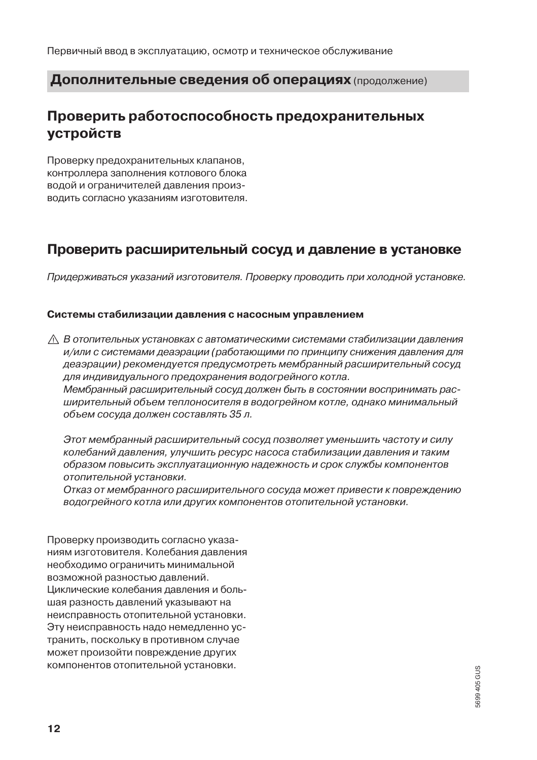## Дополнительные сведения об операциях (продолжение)

## Проверить работоспособность предохранительных устройств

Проверку предохранительных клапанов, контроллера заполнения котлового блока водой и ограничителей давления производить согласно указаниям изготовителя.

## Проверить расширительный сосуд и давление в установке

*Придерживаться указаний изготовителя. Проверку проводить при холодной установке.*

**Системы стабилизации давления с насосным управлением**

⚠ *В отопительных установках с автоматическими системами стабилизации давления и/или с системами деаэрации (работающими по принципу снижения давления для деаэрации) рекомендуется предусмотреть мембранный расширительный сосуд для индивидуального предохранения водогрейного котла.*
*Мембранный расширительный сосуд должен быть в состоянии воспринимать расширительный объем теплоносителя в водогрейном котле, однако минимальный объем сосуда должен составлять 35 л.*

*Этот мембранный расширительный сосуд позволяет уменьшить частоту и силу колебаний давления, улучшить ресурс насоса стабилизации давления и таким образом повысить эксплуатационную надежность и срок службы компонентов отопительной установки.*
*Отказ от мембранного расширительного сосуда может привести к повреждению водогрейного котла или других компонентов отопительной установки.*

Проверку производить согласно указаниям изготовителя. Колебания давления необходимо ограничить минимальной возможной разностью давлений. Циклические колебания давления и большая разность давлений указывают на неисправность отопительной установки. Эту неисправность надо немедленно устранить, поскольку в противном случае может произойти повреждение других компонентов отопительной установки.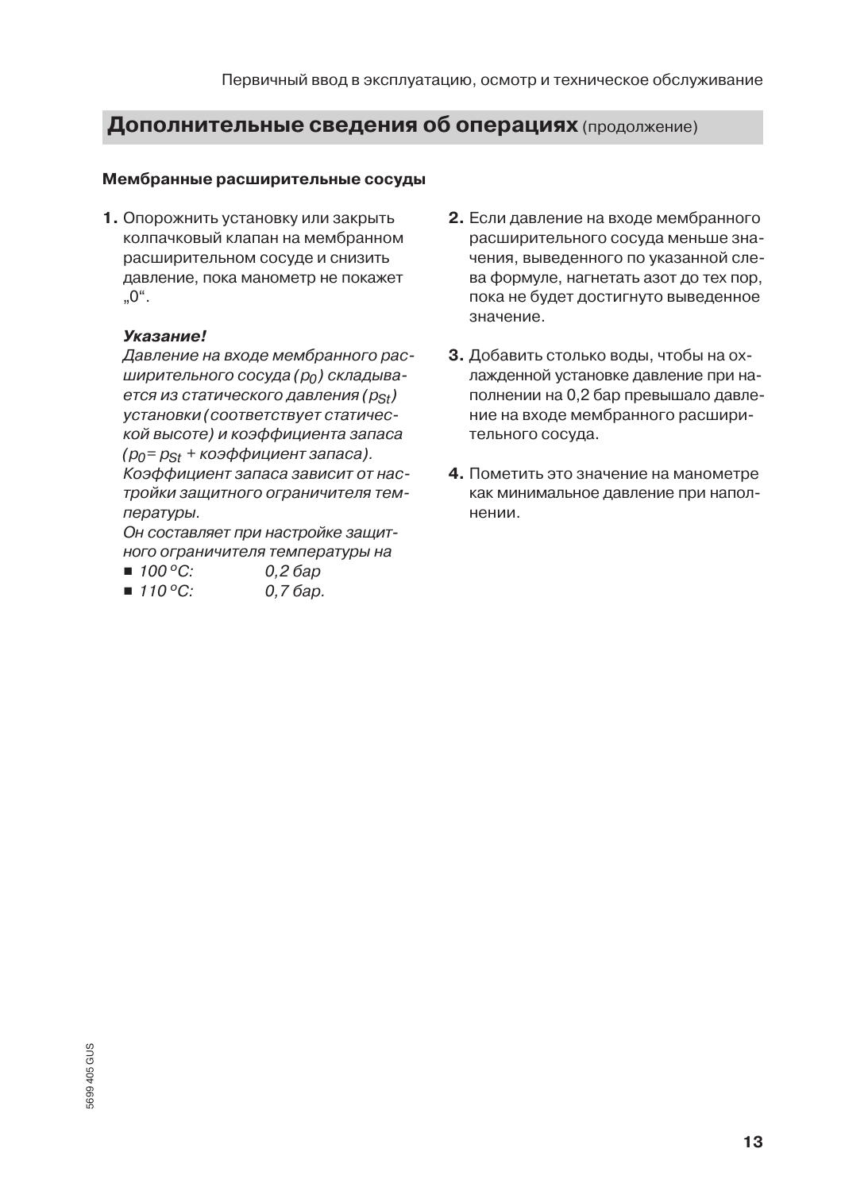## Дополнительные сведения об операциях (продолжение)

### Мембранные расширительные сосуды

1. Опорожнить установку или закрыть колпачковый клапан на мембранном расширительном сосуде и снизить давление, пока манометр не покажет „0“.

   ***Указание!***
   *Давление на входе мембранного расширительного сосуда ($p_0$) складывается из статического давления ($p_{St}$) установки (соответствует статической высоте) и коэффициента запаса ($p_0 = p_{St}$ + коэффициент запаса).*
   *Коэффициент запаса зависит от настройки защитного ограничителя температуры.*
   *Он составляет при настройке защитного ограничителя температуры на*
   - *100 °C: 0,2 бар*
   - *110 °C: 0,7 бар.*

2. Если давление на входе мембранного расширительного сосуда меньше значения, выведенного по указанной слева формуле, нагнетать азот до тех пор, пока не будет достигнуто выведенное значение.

3. Добавить столько воды, чтобы на охлажденной установке давление при наполнении на 0,2 бар превышало давление на входе мембранного расширительного сосуда.

4. Пометить это значение на манометре как минимальное давление при наполнении.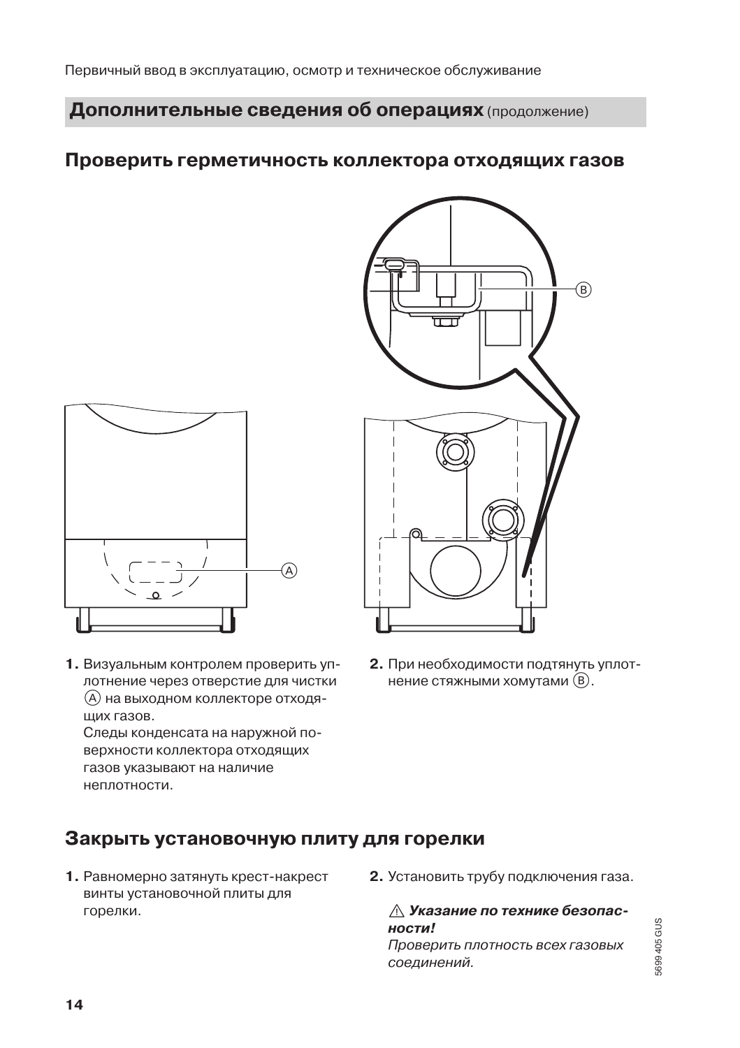## Дополнительные сведения об операциях (продолжение)

### Проверить герметичность коллектора отходящих газов

1. Визуальным контролем проверить уплотнение через отверстие для чистки (A) на выходном коллекторе отходящих газов.
   Следы конденсата на наружной поверхности коллектора отходящих газов указывают на наличие неплотности.
2. При необходимости подтянуть уплотнение стяжными хомутами (B).

### Закрыть установочную плиту для горелки

1. Равномерно затянуть крест-накрест винты установочной плиты для горелки.
2. Установить трубу подключения газа.

   ⚠ ***Указание по технике безопасности!***
   *Проверить плотность всех газовых соединений.*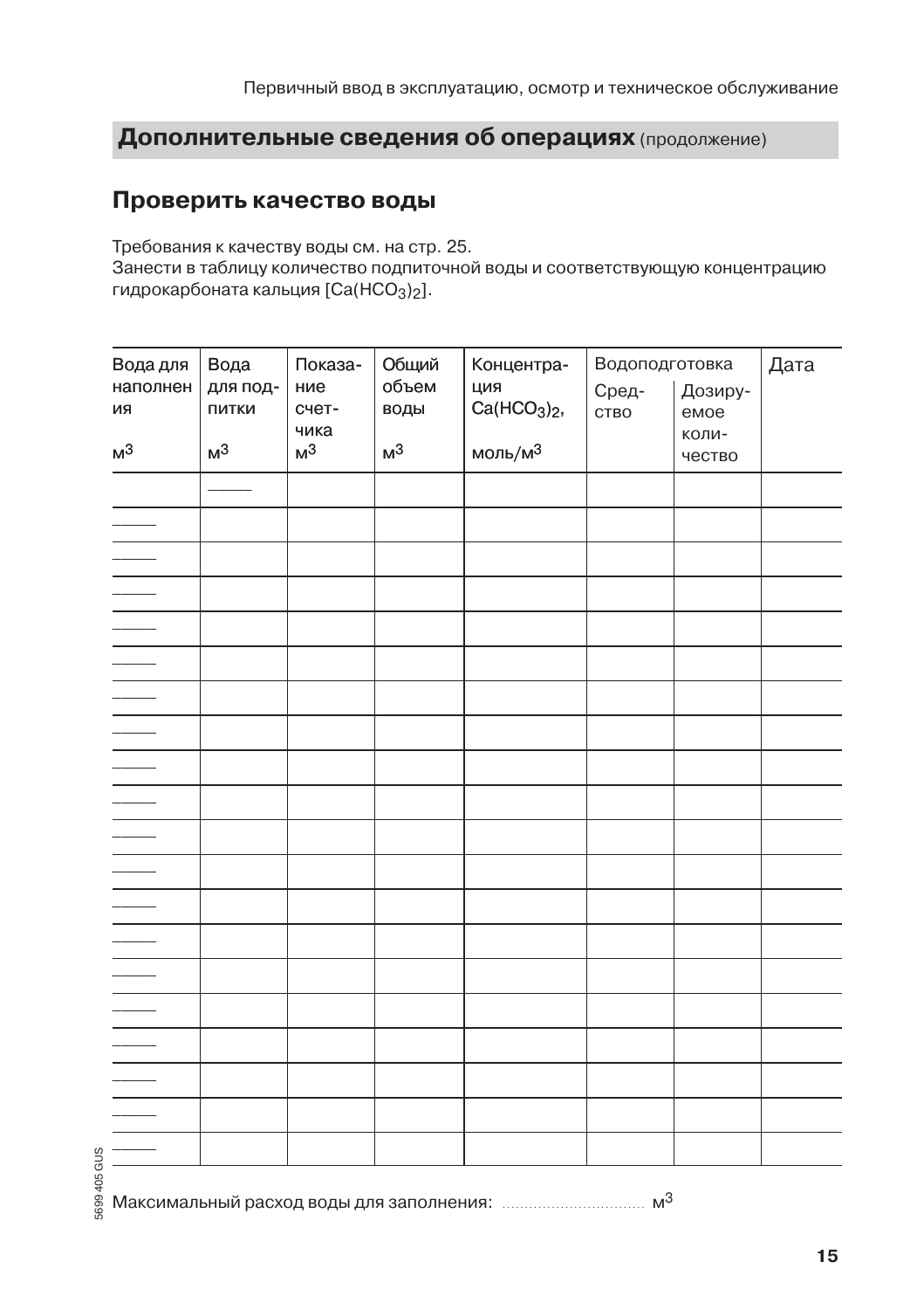## Дополнительные сведения об операциях (продолжение)

### Проверить качество воды

Требования к качеству воды см. на стр. 25.
Занести в таблицу количество подпиточной воды и соответствующую концентрацию гидрокарбоната кальция [$Ca(HCO_3)_2$].

| Вода для наполнения $м^3$ | Вода для подпитки $м^3$ | Показание счетчика $м^3$ | Общий объем воды $м^3$ | Концентрация $Ca(HCO_3)_2$, моль/$м^3$ | Водоподготовка | | Дата |
|---|---|---|---|---|---|---|---|
| | | | | | Средство | Дозируемое количество | |
| | ____ | | | | | | |
| ____ | | | | | | | |
| ____ | | | | | | | |
| ____ | | | | | | | |
| ____ | | | | | | | |
| ____ | | | | | | | |
| ____ | | | | | | | |
| ____ | | | | | | | |
| ____ | | | | | | | |
| ____ | | | | | | | |
| ____ | | | | | | | |
| ____ | | | | | | | |
| ____ | | | | | | | |
| ____ | | | | | | | |
| ____ | | | | | | | |
| ____ | | | | | | | |
| ____ | | | | | | | |
| ____ | | | | | | | |
| ____ | | | | | | | |
| ____ | | | | | | | |

Максимальный расход воды для заполнения: ................................ $м^3$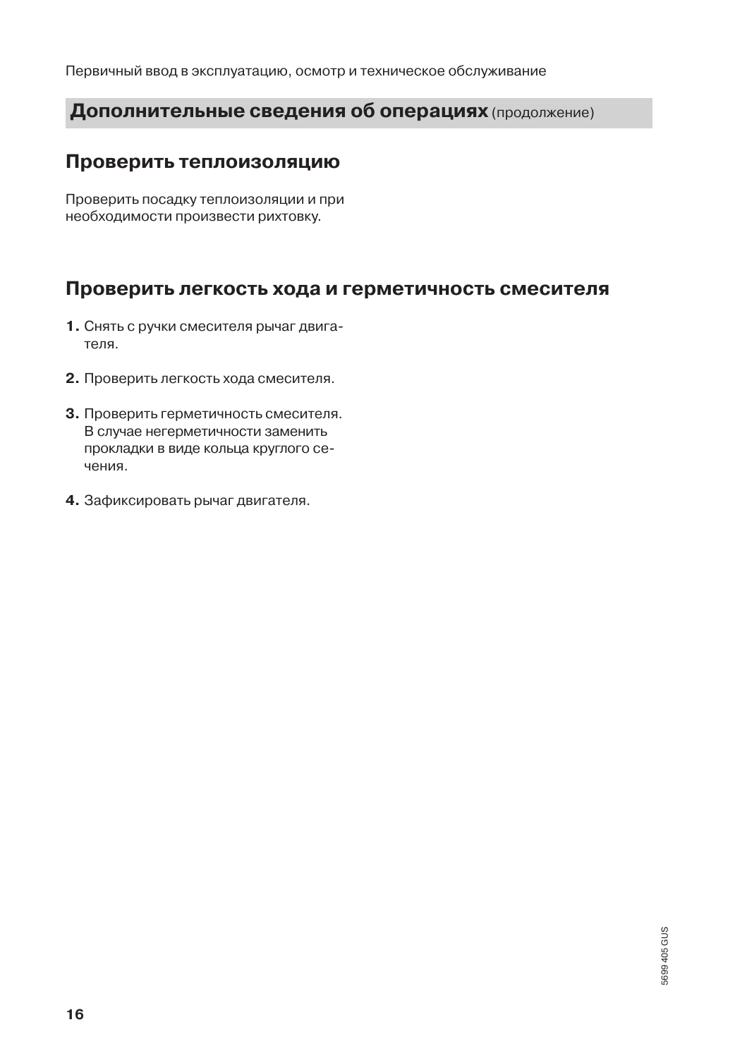## Дополнительные сведения об операциях (продолжение)

### Проверить теплоизоляцию

Проверить посадку теплоизоляции и при необходимости произвести рихтовку.

### Проверить легкость хода и герметичность смесителя

1. Снять с ручки смесителя рычаг двигателя.
2. Проверить легкость хода смесителя.
3. Проверить герметичность смесителя. В случае негерметичности заменить прокладки в виде кольца круглого сечения.
4. Зафиксировать рычаг двигателя.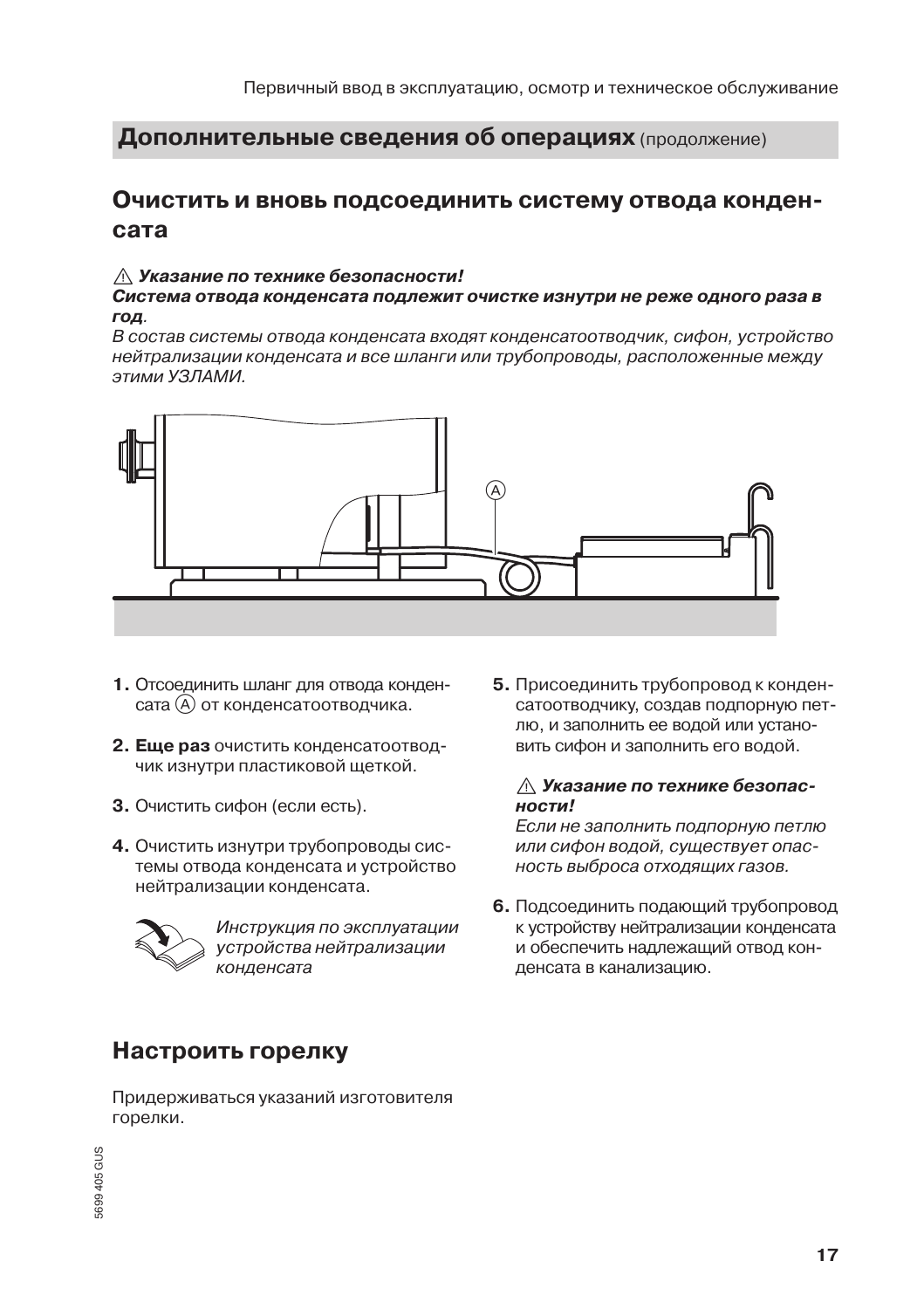## Дополнительные сведения об операциях (продолжение)

### Очистить и вновь подсоединить систему отвода конденсата

⚠ ***Указание по технике безопасности!***
***Система отвода конденсата подлежит очистке изнутри не реже одного раза в год.***
*В состав системы отвода конденсата входят конденсатоотводчик, сифон, устройство нейтрализации конденсата и все шланги или трубопроводы, расположенные между этими УЗЛАМИ.*

1. Отсоединить шланг для отвода конденсата Ⓐ от конденсатоотводчика.
2. **Еще раз** очистить конденсатоотводчик изнутри пластиковой щеткой.
3. Очистить сифон (если есть).
4. Очистить изнутри трубопроводы системы отвода конденсата и устройство нейтрализации конденсата.

   *Инструкция по эксплуатации устройства нейтрализации конденсата*

5. Присоединить трубопровод к конденсатоотводчику, создав подпорную петлю, и заполнить ее водой или установить сифон и заполнить его водой.

   ⚠ ***Указание по технике безопасности!***
   *Если не заполнить подпорную петлю или сифон водой, существует опасность выброса отходящих газов.*

6. Подсоединить подающий трубопровод к устройству нейтрализации конденсата и обеспечить надлежащий отвод конденсата в канализацию.

### Настроить горелку

Придерживаться указаний изготовителя горелки.

5699 405 GUS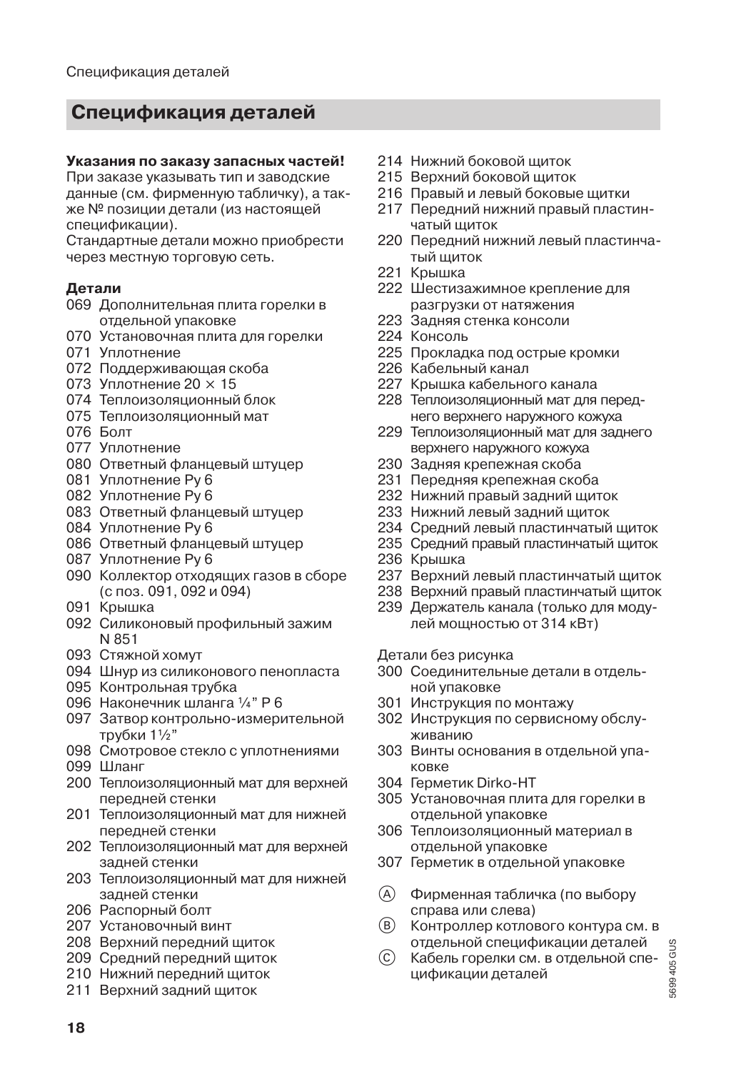## Спецификация деталей

**Указания по заказу запасных частей!**
При заказе указывать тип и заводские данные (см. фирменную табличку), а также № позиции детали (из настоящей спецификации).
Стандартные детали можно приобрести через местную торговую сеть.

**Детали**

069 Дополнительная плита горелки в отдельной упаковке
070 Установочная плита для горелки
071 Уплотнение
072 Поддерживающая скоба
073 Уплотнение 20 × 15
074 Теплоизоляционный блок
075 Теплоизоляционный мат
076 Болт
077 Уплотнение
080 Ответный фланцевый штуцер
081 Уплотнение Ру 6
082 Уплотнение Ру 6
083 Ответный фланцевый штуцер
084 Уплотнение Ру 6
086 Ответный фланцевый штуцер
087 Уплотнение Ру 6
090 Коллектор отходящих газов в сборе (с поз. 091, 092 и 094)
091 Крышка
092 Силиконовый профильный зажим N 851
093 Стяжной хомут
094 Шнур из силиконового пенопласта
095 Контрольная трубка
096 Наконечник шланга ¼" Р 6
097 Затвор контрольно-измерительной трубки 1½"
098 Смотровое стекло с уплотнениями
099 Шланг
200 Теплоизоляционный мат для верхней передней стенки
201 Теплоизоляционный мат для нижней передней стенки
202 Теплоизоляционный мат для верхней задней стенки
203 Теплоизоляционный мат для нижней задней стенки
206 Распорный болт
207 Установочный винт
208 Верхний передний щиток
209 Средний передний щиток
210 Нижний передний щиток
211 Верхний задний щиток
214 Нижний боковой щиток
215 Верхний боковой щиток
216 Правый и левый боковые щитки
217 Передний нижний правый пластинчатый щиток
220 Передний нижний левый пластинчатый щиток
221 Крышка
222 Шестизажимное крепление для разгрузки от натяжения
223 Задняя стенка консоли
224 Консоль
225 Прокладка под острые кромки
226 Кабельный канал
227 Крышка кабельного канала
228 Теплоизоляционный мат для переднего верхнего наружного кожуха
229 Теплоизоляционный мат для заднего верхнего наружного кожуха
230 Задняя крепежная скоба
231 Передняя крепежная скоба
232 Нижний правый задний щиток
233 Нижний левый задний щиток
234 Средний левый пластинчатый щиток
235 Средний правый пластинчатый щиток
236 Крышка
237 Верхний левый пластинчатый щиток
238 Верхний правый пластинчатый щиток
239 Держатель канала (только для модулей мощностью от 314 кВт)

Детали без рисунка

300 Соединительные детали в отдельной упаковке
301 Инструкция по монтажу
302 Инструкция по сервисному обслуживанию
303 Винты основания в отдельной упаковке
304 Герметик Dirko-HT
305 Установочная плита для горелки в отдельной упаковке
306 Теплоизоляционный материал в отдельной упаковке
307 Герметик в отдельной упаковке

Ⓐ Фирменная табличка (по выбору справа или слева)
Ⓑ Контроллер котлового контура см. в отдельной спецификации деталей
Ⓒ Кабель горелки см. в отдельной спецификации деталей

5699 405 GUS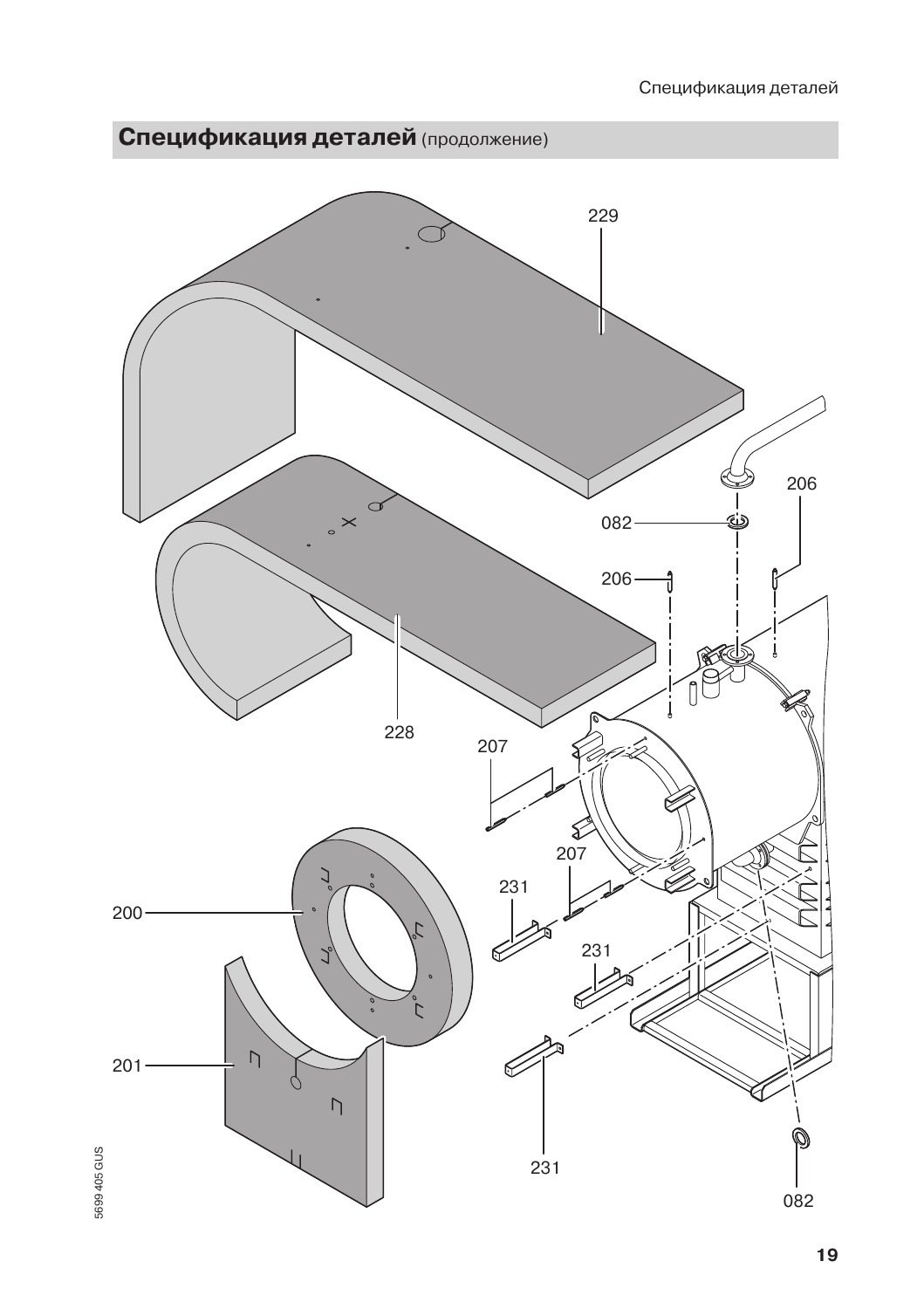## Спецификация деталей (продолжение)

229

228

206

082

206

207

207

231

231

200

201

231

082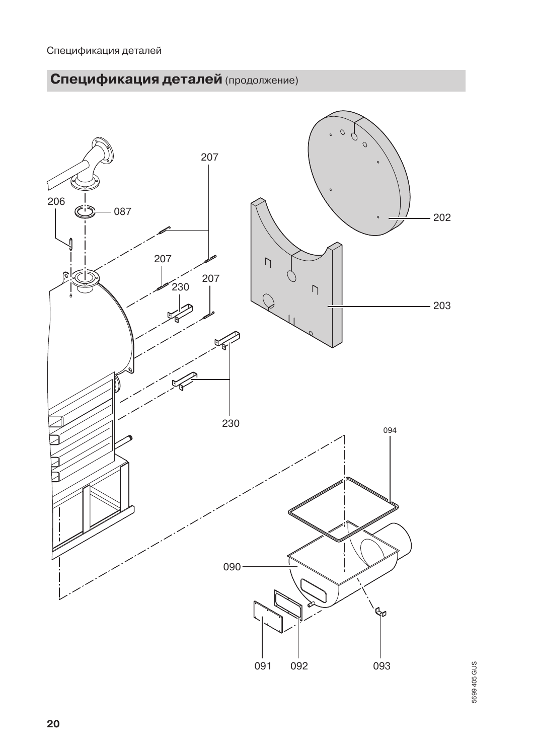## Спецификация деталей (продолжение)

206 087 207 207 230 207 202 203 230 094 090 091 092 093

5699 405 GUS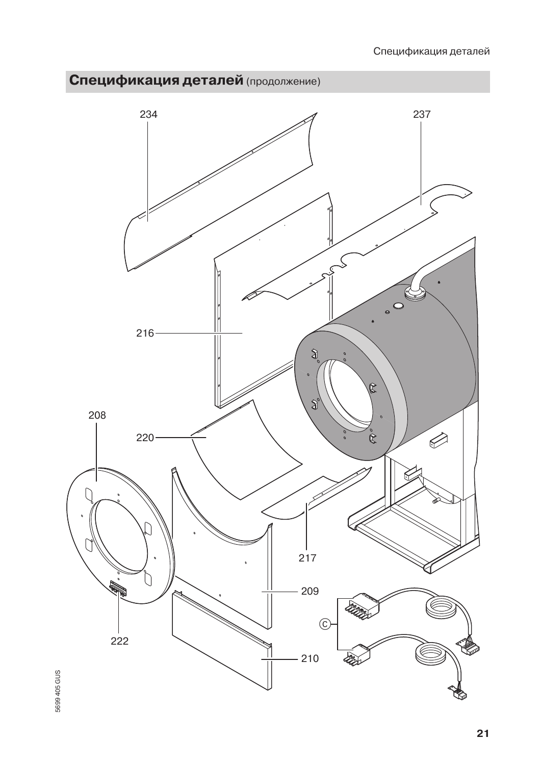## Спецификация деталей (продолжение)

234

237

216

208

220

217

209

222

210

C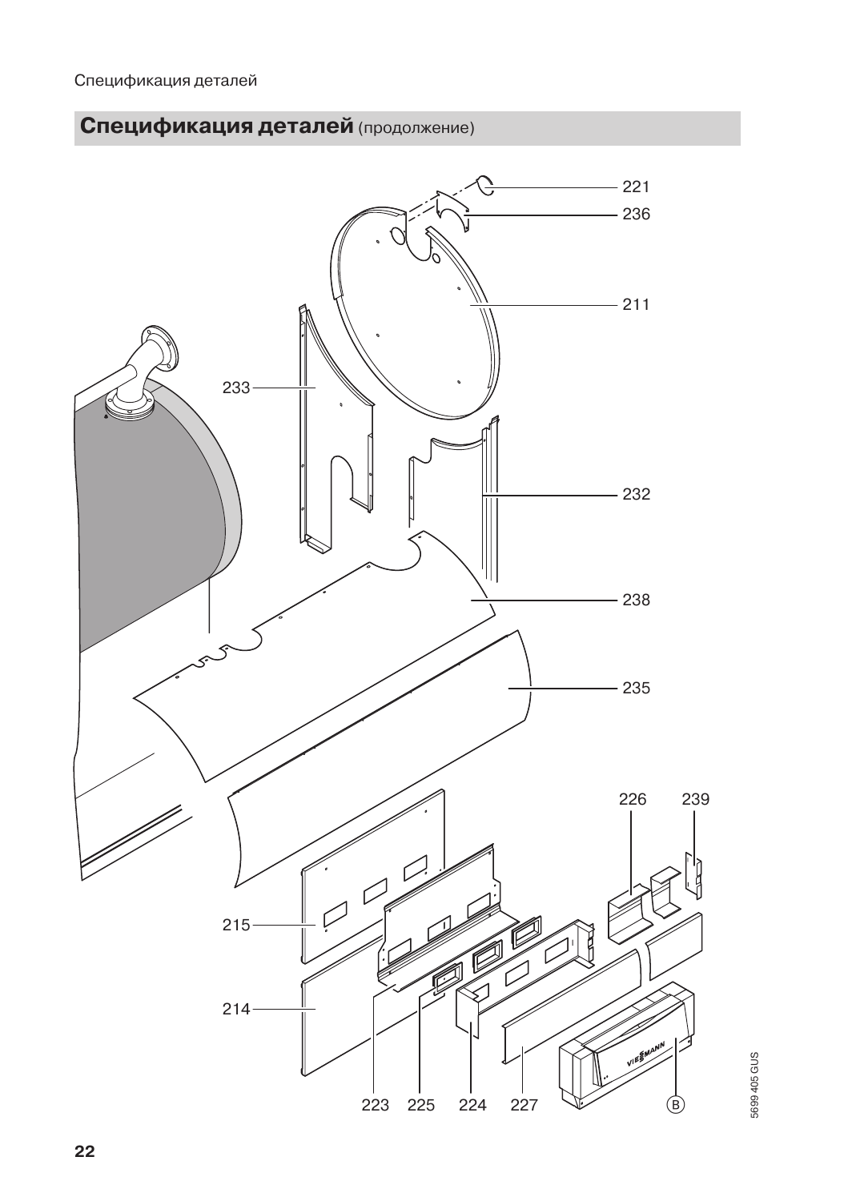## Спецификация деталей (продолжение)

221
236
211
233
232
238
235
226
239
215
214
223
225
224
227
B

5699 405 GUS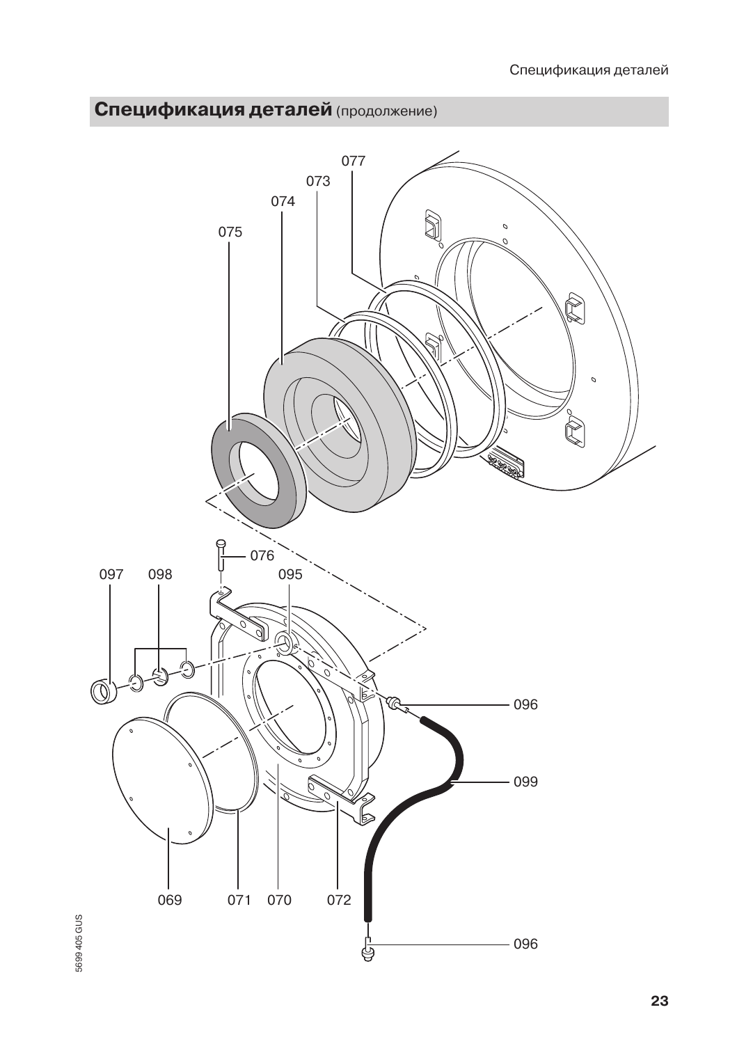## Спецификация деталей (продолжение)

077

073

074

075

076

097

098

095

096

099

069

071

070

072

096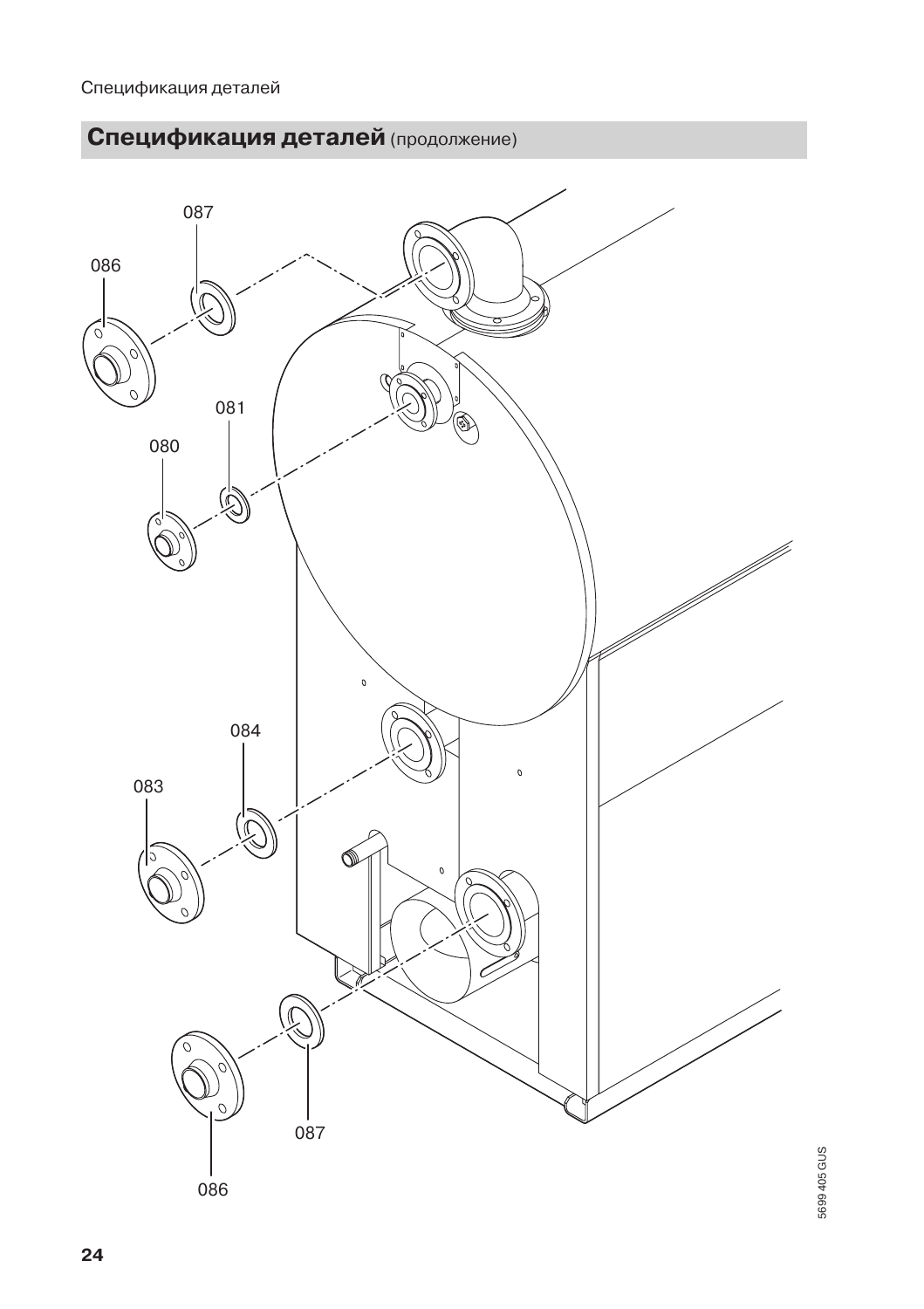## Спецификация деталей (продолжение)

087

086

081

080

084

083

087

086

5699 405 GUS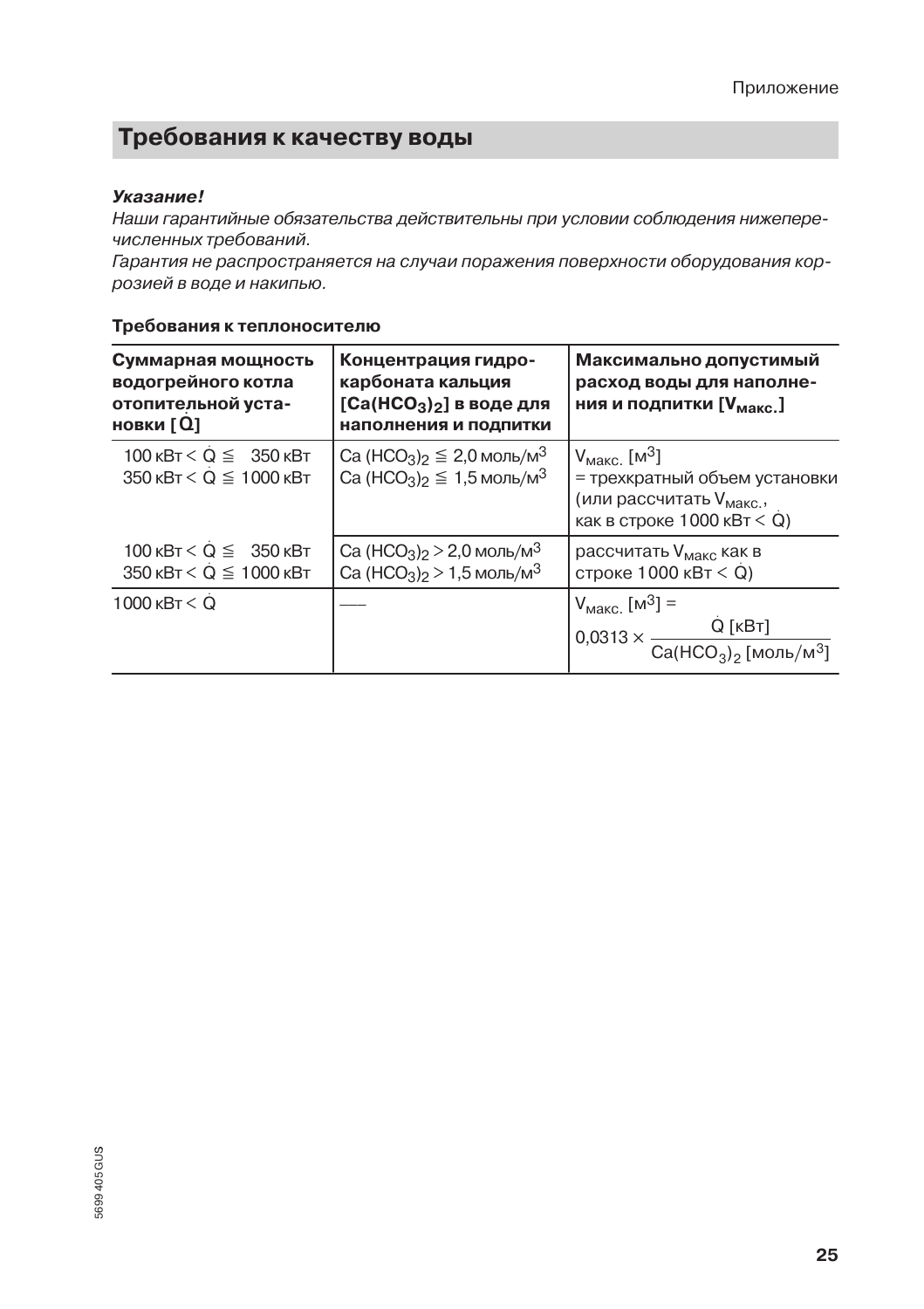## Требования к качеству воды

***Указание!***
*Наши гарантийные обязательства действительны при условии соблюдения нижеперечисленных требований.*
*Гарантия не распространяется на случаи поражения поверхности оборудования коррозией в воде и накипью.*

**Требования к теплоносителю**

| **Суммарная мощность водогрейного котла отопительной установки [$\dot{Q}$]** | **Концентрация гидрокарбоната кальция [$Ca(HCO_3)_2$] в воде для наполнения и подпитки** | **Максимально допустимый расход воды для наполнения и подпитки [$V_{макс.}$]** |
|---|---|---|
| 100 кВт < $\dot{Q}$ ≦ 350 кВт<br>350 кВт < $\dot{Q}$ ≦ 1000 кВт | $Ca(HCO_3)_2$ ≦ 2,0 моль/м$^3$<br>$Ca(HCO_3)_2$ ≦ 1,5 моль/м$^3$ | $V_{макс.}$ [м$^3$]<br>= трехкратный объем установки (или рассчитать $V_{макс.}$, как в строке 1000 кВт < $\dot{Q}$) |
| 100 кВт < $\dot{Q}$ ≦ 350 кВт<br>350 кВт < $\dot{Q}$ ≦ 1000 кВт | $Ca(HCO_3)_2$ > 2,0 моль/м$^3$<br>$Ca(HCO_3)_2$ > 1,5 моль/м$^3$ | рассчитать $V_{макс}$ как в строке 1000 кВт < $\dot{Q}$) |
| 1000 кВт < $\dot{Q}$ | — | $V_{макс.}$ [м$^3$] = $0{,}0313 \times \dfrac{\dot{Q}\ [\text{кВт}]}{Ca(HCO_3)_2\ [\text{моль/м}^3]}$ |

5699 405 GUS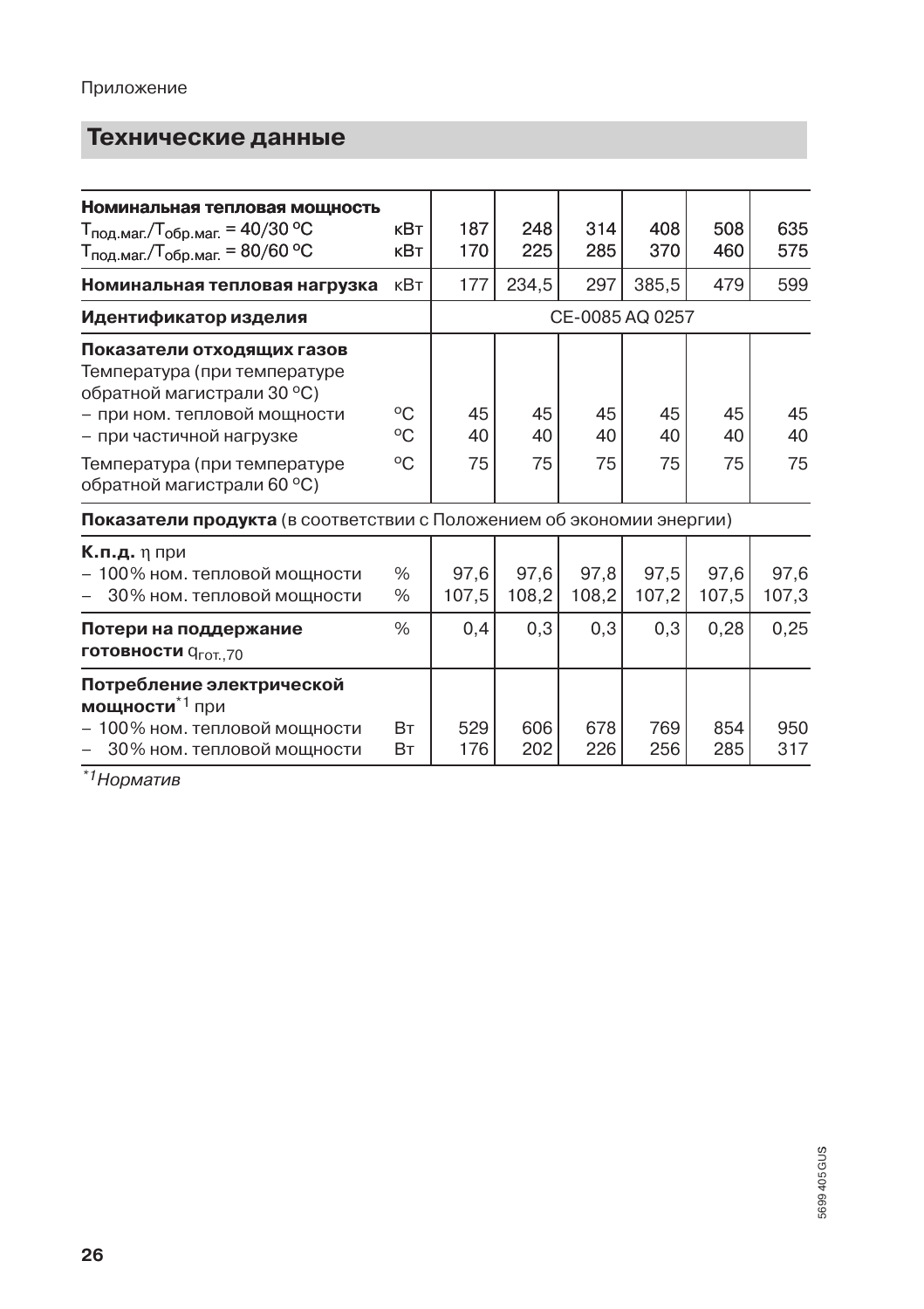Приложение

## Технические данные

| | | | | | | | |
|---|---|---|---|---|---|---|---|
| **Номинальная тепловая мощность** | | | | | | | |
| $T_{под.маг.}/T_{обр.маг.}$ = 40/30 °C | кВт | 187 | 248 | 314 | 408 | 508 | 635 |
| $T_{под.маг.}/T_{обр.маг.}$ = 80/60 °C | кВт | 170 | 225 | 285 | 370 | 460 | 575 |
| **Номинальная тепловая нагрузка** | кВт | 177 | 234,5 | 297 | 385,5 | 479 | 599 |
| **Идентификатор изделия** | | CE-0085 AQ 0257 | | | | | |
| **Показатели отходящих газов** | | | | | | | |
| Температура (при температуре обратной магистрали 30 °C) | | | | | | | |
| – при ном. тепловой мощности | °C | 45 | 45 | 45 | 45 | 45 | 45 |
| – при частичной нагрузке | °C | 40 | 40 | 40 | 40 | 40 | 40 |
| Температура (при температуре обратной магистрали 60 °C) | °C | 75 | 75 | 75 | 75 | 75 | 75 |
| **Показатели продукта** (в соответствии с Положением об экономии энергии) | | | | | | | |
| **К.п.д.** η при | | | | | | | |
| – 100% ном. тепловой мощности | % | 97,6 | 97,6 | 97,8 | 97,5 | 97,6 | 97,6 |
| – 30% ном. тепловой мощности | % | 107,5 | 108,2 | 108,2 | 107,2 | 107,5 | 107,3 |
| **Потери на поддержание готовности** $q_{Гот.,70}$ | % | 0,4 | 0,3 | 0,3 | 0,3 | 0,28 | 0,25 |
| **Потребление электрической мощности**[*1] при | | | | | | | |
| – 100% ном. тепловой мощности | Вт | 529 | 606 | 678 | 769 | 854 | 950 |
| – 30% ном. тепловой мощности | Вт | 176 | 202 | 226 | 256 | 285 | 317 |

*[*1] Норматив*

5699 405 GUS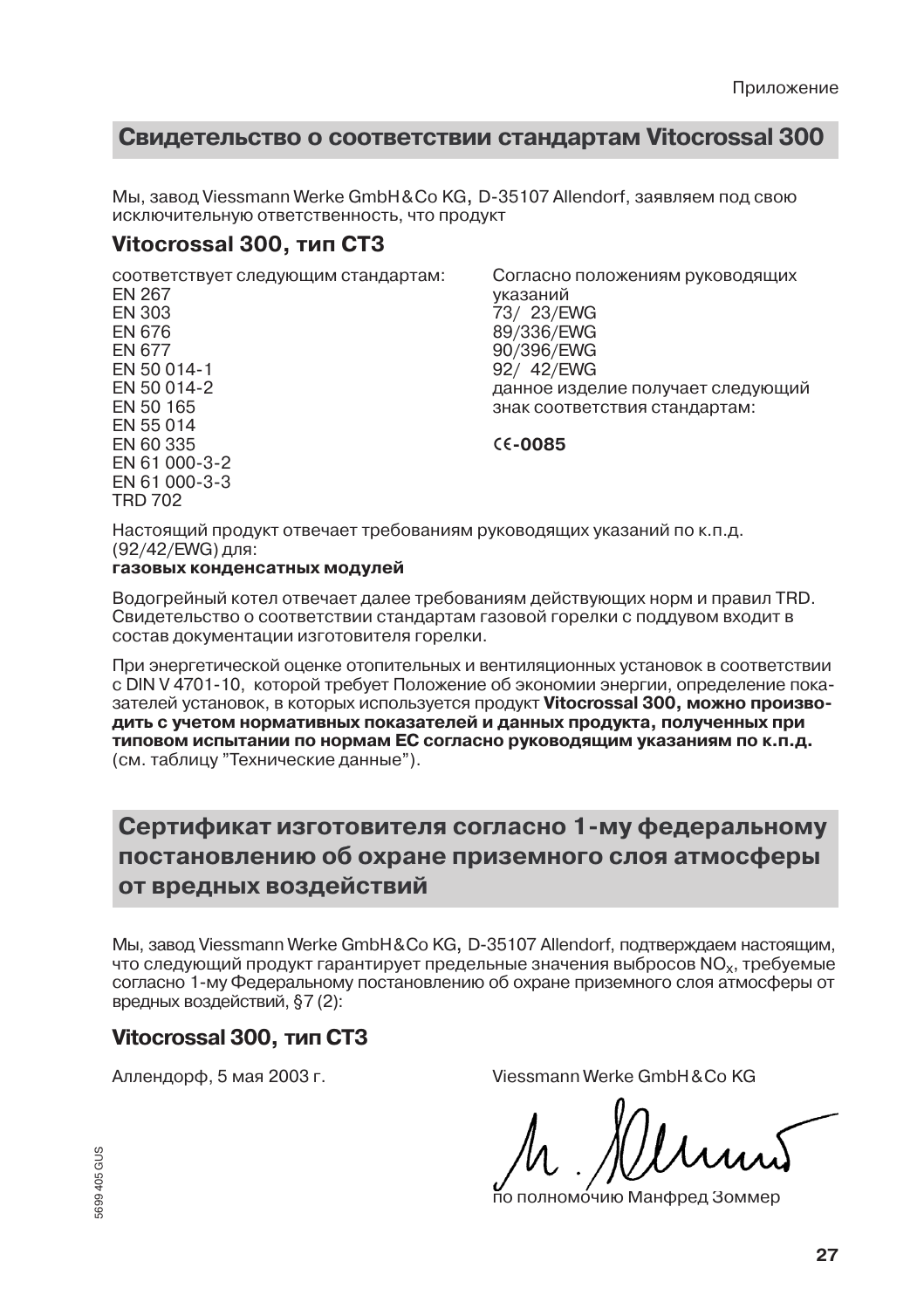## Свидетельство о соответствии стандартам Vitocrossal 300

Мы, завод Viessmann Werke GmbH&Co KG, D-35107 Allendorf, заявляем под свою исключительную ответственность, что продукт

### Vitocrossal 300, тип CT3

соответствует следующим стандартам:
EN 267
EN 303
EN 676
EN 677
EN 50 014-1
EN 50 014-2
EN 50 165
EN 55 014
EN 60 335
EN 61 000-3-2
EN 61 000-3-3
TRD 702

Согласно положениям руководящих указаний
73/ 23/EWG
89/336/EWG
90/396/EWG
92/ 42/EWG
данное изделие получает следующий знак соответствия стандартам:

**CE-0085**

Настоящий продукт отвечает требованиям руководящих указаний по к.п.д. (92/42/EWG) для:
**газовых конденсатных модулей**

Водогрейный котел отвечает далее требованиям действующих норм и правил TRD. Свидетельство о соответствии стандартам газовой горелки с поддувом входит в состав документации изготовителя горелки.

При энергетической оценке отопительных и вентиляционных установок в соответствии с DIN V 4701-10, которой требует Положение об экономии энергии, определение показателей установок, в которых используется продукт **Vitocrossal 300, можно производить с учетом нормативных показателей и данных продукта, полученных при типовом испытании по нормам ЕС согласно руководящим указаниям по к.п.д.** (см. таблицу "Технические данные").

## Сертификат изготовителя согласно 1-му федеральному постановлению об охране приземного слоя атмосферы от вредных воздействий

Мы, завод Viessmann Werke GmbH&Co KG, D-35107 Allendorf, подтверждаем настоящим, что следующий продукт гарантирует предельные значения выбросов $NO_X$, требуемые согласно 1-му Федеральному постановлению об охране приземного слоя атмосферы от вредных воздействий, §7 (2):

### Vitocrossal 300, тип CT3

Аллендорф, 5 мая 2003 г.

Viessmann Werke GmbH&Co KG

по полномочию Манфред Зоммер

5699 405 GUS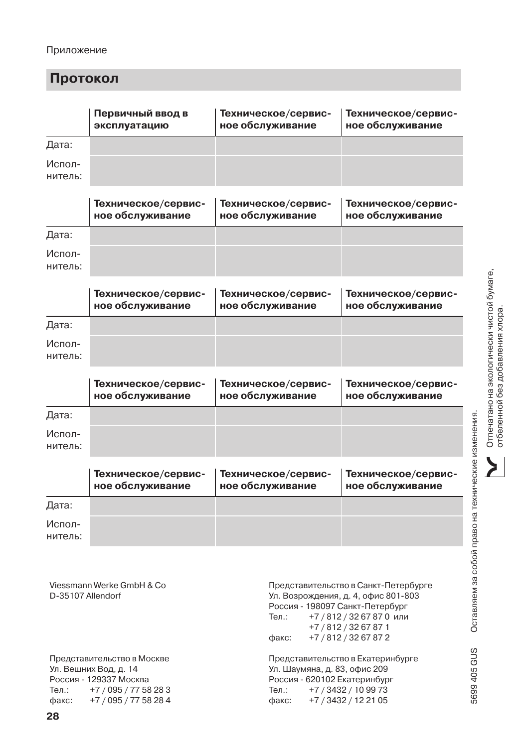Приложение

## Протокол

| | Первичный ввод в эксплуатацию | Техническое/сервисное обслуживание | Техническое/сервисное обслуживание |
|---|---|---|---|
| Дата: | | | |
| Исполнитель: | | | |

| | Техническое/сервисное обслуживание | Техническое/сервисное обслуживание | Техническое/сервисное обслуживание |
|---|---|---|---|
| Дата: | | | |
| Исполнитель: | | | |

| | Техническое/сервисное обслуживание | Техническое/сервисное обслуживание | Техническое/сервисное обслуживание |
|---|---|---|---|
| Дата: | | | |
| Исполнитель: | | | |

| | Техническое/сервисное обслуживание | Техническое/сервисное обслуживание | Техническое/сервисное обслуживание |
|---|---|---|---|
| Дата: | | | |
| Исполнитель: | | | |

| | Техническое/сервисное обслуживание | Техническое/сервисное обслуживание | Техническое/сервисное обслуживание |
|---|---|---|---|
| Дата: | | | |
| Исполнитель: | | | |

Viessmann Werke GmbH & Co
D-35107 Allendorf

Представительство в Москве
Ул. Вешних Вод, д. 14
Россия - 129337 Москва
Тел.: +7 / 095 / 77 58 28 3
факс: +7 / 095 / 77 58 28 4

Представительство в Санкт-Петербурге
Ул. Возрождения, д. 4, офис 801-803
Россия - 198097 Санкт-Петербург
Тел.: +7 / 812 / 32 67 87 0 или
+7 / 812 / 32 67 87 1
факс: +7 / 812 / 32 67 87 2

Представительство в Екатеринбурге
Ул. Шаумяна, д. 83, офис 209
Россия - 620102 Екатеринбург
Тел.: +7 / 3432 / 10 99 73
факс: +7 / 3432 / 12 21 05

5699 405 GUS Оставляем за собой право на технические изменения.

Отпечатано на экологически чистой бумаге, отбеленной без добавления хлора.